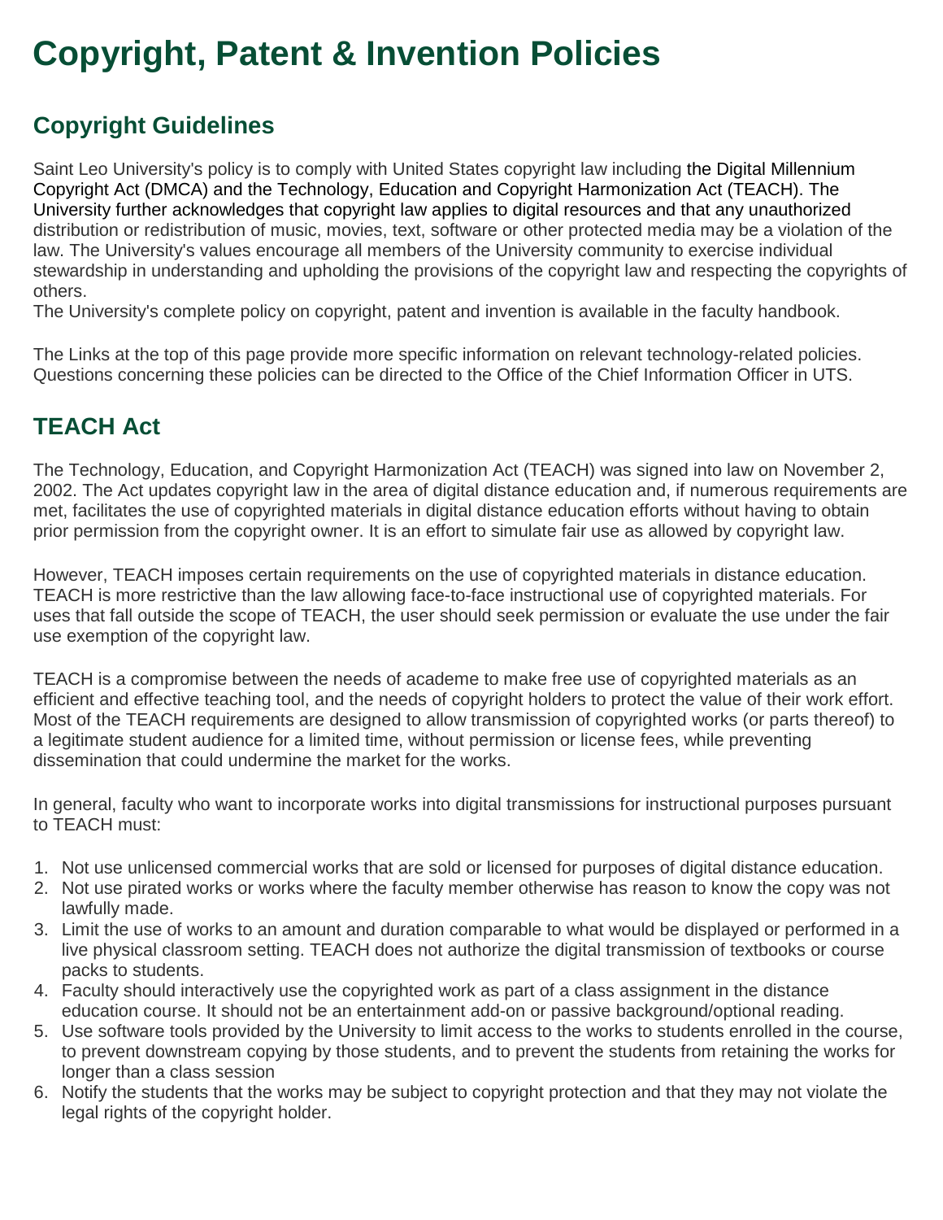# Copyright, Patent & Invention Policies

## Copyright Guidelines

Saint Leo University's policy is to comply with United States copyright law including the Digital Millennium Copyright Act (DMCA) and the Technology, Education and Copyright Harmonization Act (TEACH). The University further acknowledges that copyright law applies to digital resources and that any unauthorized distribution or redistribution of music, movies, text, software or other protected media may be a violation of the law. The University's values encourage all members of the University community to exercise individual stewardship in understanding and upholding the provisions of the copyright law and respecting the copyrights of others.

The University's complete policy on copyright, patent and invention is available in the faculty handbook.

The Links at the top of this page provide more specific information on relevant technology-related policies. Questions concerning these policies can be directed to the Office of the Chief Information Officer in UTS.

## TEACH Act

The Technology, Education, and Copyright Harmonization Act (TEACH) was signed into law on November 2, 2002. The Act updates copyright law in the area of digital distance education and, if numerous requirements are met, facilitates the use of copyrighted materials in digital distance education efforts without having to obtain prior permission from the copyright owner. It is an effort to simulate fair use as allowed by copyright law.

However, TEACH imposes certain requirements on the use of copyrighted materials in distance education. TEACH is more restrictive than the law allowing face-to-face instructional use of copyrighted materials. For uses that fall outside the scope of TEACH, the user should seek permission or evaluate the use under the fair use exemption of the copyright law.

TEACH is a compromise between the needs of academe to make free use of copyrighted materials as an efficient and effective teaching tool, and the needs of copyright holders to protect the value of their work effort. Most of the TEACH requirements are designed to allow transmission of copyrighted works (or parts thereof) to a legitimate student audience for a limited time, without permission or license fees, while preventing dissemination that could undermine the market for the works.

In general, faculty who want to incorporate works into digital transmissions for instructional purposes pursuant to TEACH must:

1. Not use unlicensed commercial works that are sold or licensed for purposes of digital distance education.
2. Not use pirated works or works where the faculty member otherwise has reason to know the copy was not lawfully made.
3. Limit the use of works to an amount and duration comparable to what would be displayed or performed in a live physical classroom setting. TEACH does not authorize the digital transmission of textbooks or course packs to students.
4. Faculty should interactively use the copyrighted work as part of a class assignment in the distance education course. It should not be an entertainment add-on or passive background/optional reading.
5. Use software tools provided by the University to limit access to the works to students enrolled in the course, to prevent downstream copying by those students, and to prevent the students from retaining the works for longer than a class session
6. Notify the students that the works may be subject to copyright protection and that they may not violate the legal rights of the copyright holder.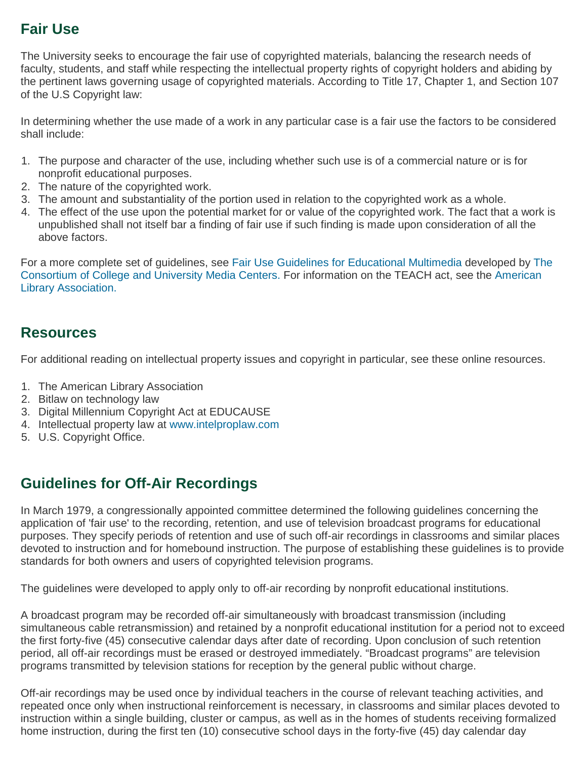## Fair Use

The University seeks to encourage the fair use of copyrighted materials, balancing the research needs of faculty, students, and staff while respecting the intellectual property rights of copyright holders and abiding by the pertinent laws governing usage of copyrighted materials. According to Title 17, Chapter 1, and Section 107 of the U.S Copyright law:

In determining whether the use made of a work in any particular case is a fair use the factors to be considered shall include:

1. The purpose and character of the use, including whether such use is of a commercial nature or is for nonprofit educational purposes.
2. The nature of the copyrighted work.
3. The amount and substantiality of the portion used in relation to the copyrighted work as a whole.
4. The effect of the use upon the potential market for or value of the copyrighted work. The fact that a work is unpublished shall not itself bar a finding of fair use if such finding is made upon consideration of all the above factors.

For a more complete set of guidelines, see Fair Use Guidelines for Educational Multimedia developed by The Consortium of College and University Media Centers. For information on the TEACH act, see the American Library Association.

## Resources

For additional reading on intellectual property issues and copyright in particular, see these online resources.

1. The American Library Association
2. Bitlaw on technology law
3. Digital Millennium Copyright Act at EDUCAUSE
4. Intellectual property law at www.intelproplaw.com
5. U.S. Copyright Office.

## Guidelines for Off-Air Recordings

In March 1979, a congressionally appointed committee determined the following guidelines concerning the application of 'fair use' to the recording, retention, and use of television broadcast programs for educational purposes. They specify periods of retention and use of such off-air recordings in classrooms and similar places devoted to instruction and for homebound instruction. The purpose of establishing these guidelines is to provide standards for both owners and users of copyrighted television programs.

The guidelines were developed to apply only to off-air recording by nonprofit educational institutions.

A broadcast program may be recorded off-air simultaneously with broadcast transmission (including simultaneous cable retransmission) and retained by a nonprofit educational institution for a period not to exceed the first forty-five (45) consecutive calendar days after date of recording. Upon conclusion of such retention period, all off-air recordings must be erased or destroyed immediately. “Broadcast programs” are television programs transmitted by television stations for reception by the general public without charge.

Off-air recordings may be used once by individual teachers in the course of relevant teaching activities, and repeated once only when instructional reinforcement is necessary, in classrooms and similar places devoted to instruction within a single building, cluster or campus, as well as in the homes of students receiving formalized home instruction, during the first ten (10) consecutive school days in the forty-five (45) day calendar day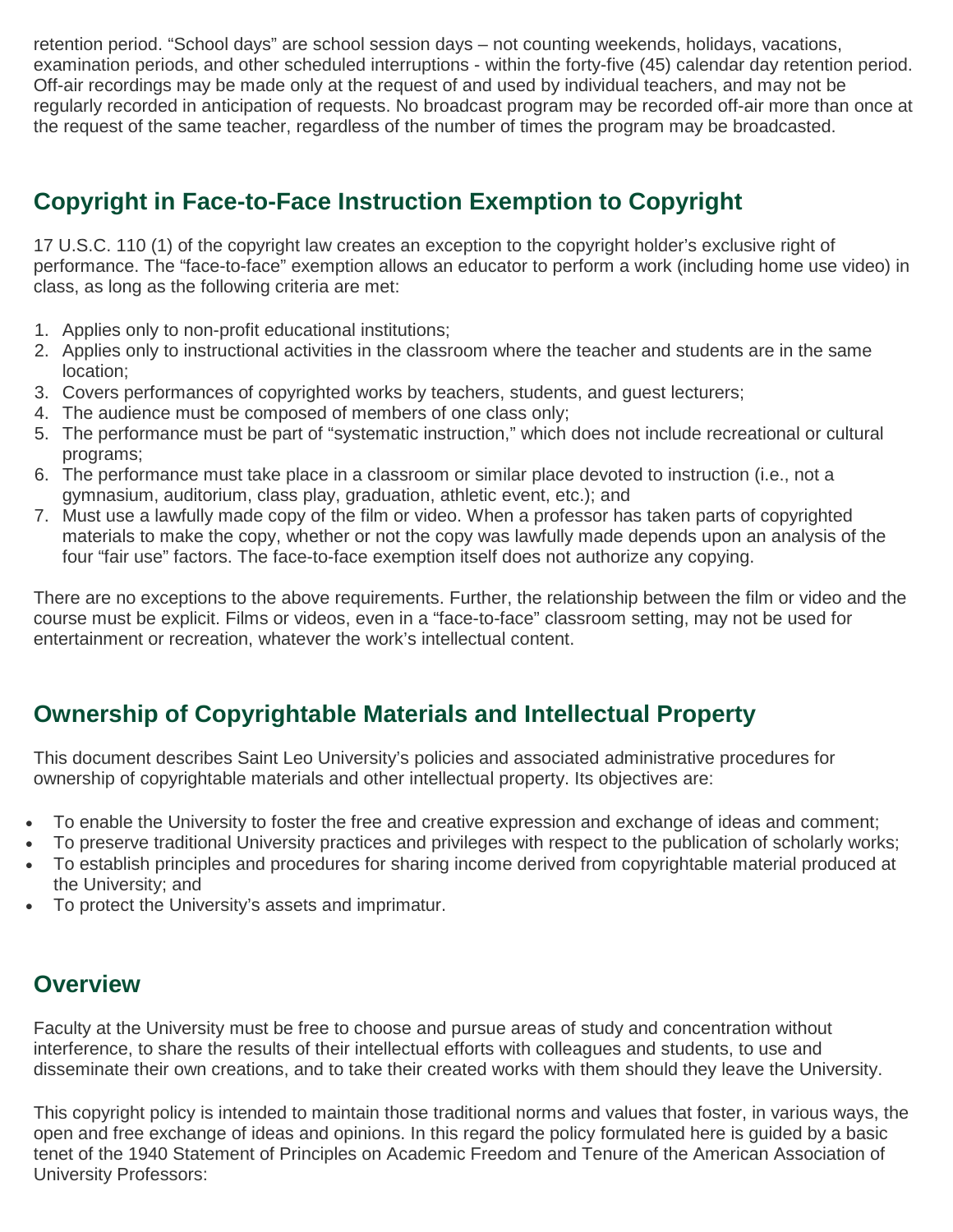retention period. “School days” are school session days – not counting weekends, holidays, vacations, examination periods, and other scheduled interruptions - within the forty-five (45) calendar day retention period. Off-air recordings may be made only at the request of and used by individual teachers, and may not be regularly recorded in anticipation of requests. No broadcast program may be recorded off-air more than once at the request of the same teacher, regardless of the number of times the program may be broadcasted.

## Copyright in Face-to-Face Instruction Exemption to Copyright

17 U.S.C. 110 (1) of the copyright law creates an exception to the copyright holder’s exclusive right of performance. The “face-to-face” exemption allows an educator to perform a work (including home use video) in class, as long as the following criteria are met:

1. Applies only to non-profit educational institutions;
2. Applies only to instructional activities in the classroom where the teacher and students are in the same location;
3. Covers performances of copyrighted works by teachers, students, and guest lecturers;
4. The audience must be composed of members of one class only;
5. The performance must be part of “systematic instruction,” which does not include recreational or cultural programs;
6. The performance must take place in a classroom or similar place devoted to instruction (i.e., not a gymnasium, auditorium, class play, graduation, athletic event, etc.); and
7. Must use a lawfully made copy of the film or video. When a professor has taken parts of copyrighted materials to make the copy, whether or not the copy was lawfully made depends upon an analysis of the four “fair use” factors. The face-to-face exemption itself does not authorize any copying.

There are no exceptions to the above requirements. Further, the relationship between the film or video and the course must be explicit. Films or videos, even in a “face-to-face” classroom setting, may not be used for entertainment or recreation, whatever the work’s intellectual content.

## Ownership of Copyrightable Materials and Intellectual Property

This document describes Saint Leo University’s policies and associated administrative procedures for ownership of copyrightable materials and other intellectual property. Its objectives are:

- To enable the University to foster the free and creative expression and exchange of ideas and comment;
- To preserve traditional University practices and privileges with respect to the publication of scholarly works;
- To establish principles and procedures for sharing income derived from copyrightable material produced at the University; and
- To protect the University’s assets and imprimatur.

## Overview

Faculty at the University must be free to choose and pursue areas of study and concentration without interference, to share the results of their intellectual efforts with colleagues and students, to use and disseminate their own creations, and to take their created works with them should they leave the University.

This copyright policy is intended to maintain those traditional norms and values that foster, in various ways, the open and free exchange of ideas and opinions. In this regard the policy formulated here is guided by a basic tenet of the 1940 Statement of Principles on Academic Freedom and Tenure of the American Association of University Professors: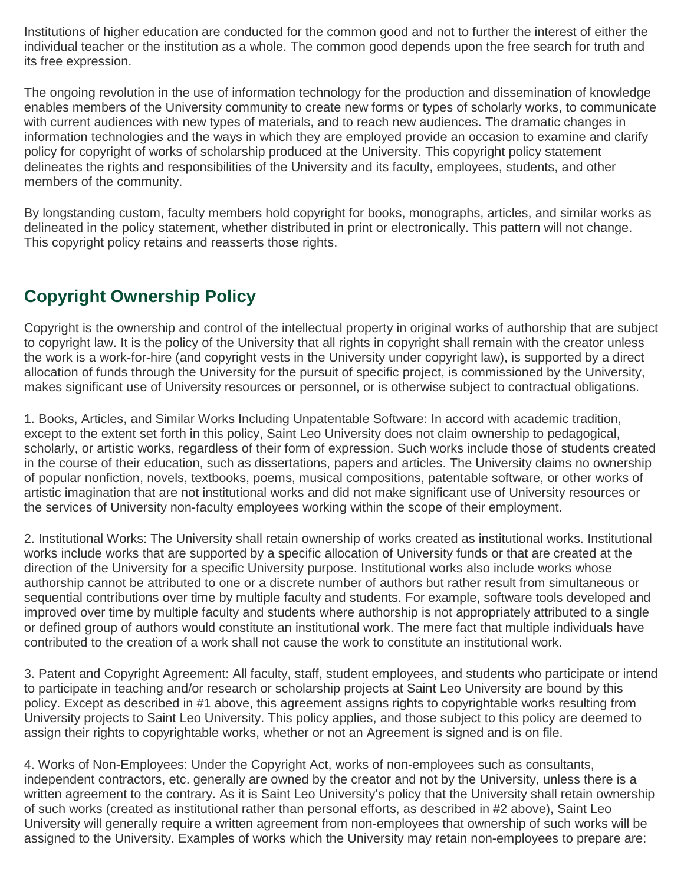Institutions of higher education are conducted for the common good and not to further the interest of either the individual teacher or the institution as a whole. The common good depends upon the free search for truth and its free expression.

The ongoing revolution in the use of information technology for the production and dissemination of knowledge enables members of the University community to create new forms or types of scholarly works, to communicate with current audiences with new types of materials, and to reach new audiences. The dramatic changes in information technologies and the ways in which they are employed provide an occasion to examine and clarify policy for copyright of works of scholarship produced at the University. This copyright policy statement delineates the rights and responsibilities of the University and its faculty, employees, students, and other members of the community.

By longstanding custom, faculty members hold copyright for books, monographs, articles, and similar works as delineated in the policy statement, whether distributed in print or electronically. This pattern will not change. This copyright policy retains and reasserts those rights.

## Copyright Ownership Policy

Copyright is the ownership and control of the intellectual property in original works of authorship that are subject to copyright law. It is the policy of the University that all rights in copyright shall remain with the creator unless the work is a work-for-hire (and copyright vests in the University under copyright law), is supported by a direct allocation of funds through the University for the pursuit of specific project, is commissioned by the University, makes significant use of University resources or personnel, or is otherwise subject to contractual obligations.

1. Books, Articles, and Similar Works Including Unpatentable Software: In accord with academic tradition, except to the extent set forth in this policy, Saint Leo University does not claim ownership to pedagogical, scholarly, or artistic works, regardless of their form of expression. Such works include those of students created in the course of their education, such as dissertations, papers and articles. The University claims no ownership of popular nonfiction, novels, textbooks, poems, musical compositions, patentable software, or other works of artistic imagination that are not institutional works and did not make significant use of University resources or the services of University non-faculty employees working within the scope of their employment.

2. Institutional Works: The University shall retain ownership of works created as institutional works. Institutional works include works that are supported by a specific allocation of University funds or that are created at the direction of the University for a specific University purpose. Institutional works also include works whose authorship cannot be attributed to one or a discrete number of authors but rather result from simultaneous or sequential contributions over time by multiple faculty and students. For example, software tools developed and improved over time by multiple faculty and students where authorship is not appropriately attributed to a single or defined group of authors would constitute an institutional work. The mere fact that multiple individuals have contributed to the creation of a work shall not cause the work to constitute an institutional work.

3. Patent and Copyright Agreement: All faculty, staff, student employees, and students who participate or intend to participate in teaching and/or research or scholarship projects at Saint Leo University are bound by this policy. Except as described in #1 above, this agreement assigns rights to copyrightable works resulting from University projects to Saint Leo University. This policy applies, and those subject to this policy are deemed to assign their rights to copyrightable works, whether or not an Agreement is signed and is on file.

4. Works of Non-Employees: Under the Copyright Act, works of non-employees such as consultants, independent contractors, etc. generally are owned by the creator and not by the University, unless there is a written agreement to the contrary. As it is Saint Leo University's policy that the University shall retain ownership of such works (created as institutional rather than personal efforts, as described in #2 above), Saint Leo University will generally require a written agreement from non-employees that ownership of such works will be assigned to the University. Examples of works which the University may retain non-employees to prepare are: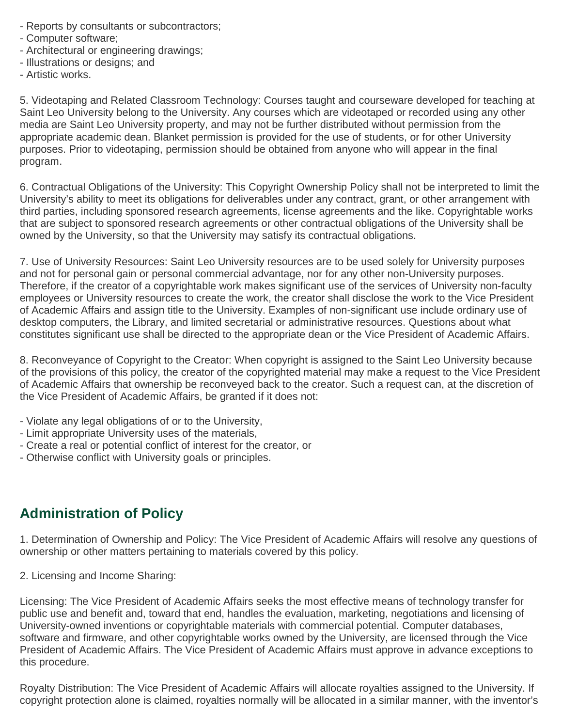- Reports by consultants or subcontractors;
- Computer software;
- Architectural or engineering drawings;
- Illustrations or designs; and
- Artistic works.

5. Videotaping and Related Classroom Technology: Courses taught and courseware developed for teaching at Saint Leo University belong to the University. Any courses which are videotaped or recorded using any other media are Saint Leo University property, and may not be further distributed without permission from the appropriate academic dean. Blanket permission is provided for the use of students, or for other University purposes. Prior to videotaping, permission should be obtained from anyone who will appear in the final program.

6. Contractual Obligations of the University: This Copyright Ownership Policy shall not be interpreted to limit the University's ability to meet its obligations for deliverables under any contract, grant, or other arrangement with third parties, including sponsored research agreements, license agreements and the like. Copyrightable works that are subject to sponsored research agreements or other contractual obligations of the University shall be owned by the University, so that the University may satisfy its contractual obligations.

7. Use of University Resources: Saint Leo University resources are to be used solely for University purposes and not for personal gain or personal commercial advantage, nor for any other non-University purposes. Therefore, if the creator of a copyrightable work makes significant use of the services of University non-faculty employees or University resources to create the work, the creator shall disclose the work to the Vice President of Academic Affairs and assign title to the University. Examples of non-significant use include ordinary use of desktop computers, the Library, and limited secretarial or administrative resources. Questions about what constitutes significant use shall be directed to the appropriate dean or the Vice President of Academic Affairs.

8. Reconveyance of Copyright to the Creator: When copyright is assigned to the Saint Leo University because of the provisions of this policy, the creator of the copyrighted material may make a request to the Vice President of Academic Affairs that ownership be reconveyed back to the creator. Such a request can, at the discretion of the Vice President of Academic Affairs, be granted if it does not:

- Violate any legal obligations of or to the University,
- Limit appropriate University uses of the materials,
- Create a real or potential conflict of interest for the creator, or
- Otherwise conflict with University goals or principles.

## Administration of Policy

1. Determination of Ownership and Policy: The Vice President of Academic Affairs will resolve any questions of ownership or other matters pertaining to materials covered by this policy.

2. Licensing and Income Sharing:

Licensing: The Vice President of Academic Affairs seeks the most effective means of technology transfer for public use and benefit and, toward that end, handles the evaluation, marketing, negotiations and licensing of University-owned inventions or copyrightable materials with commercial potential. Computer databases, software and firmware, and other copyrightable works owned by the University, are licensed through the Vice President of Academic Affairs. The Vice President of Academic Affairs must approve in advance exceptions to this procedure.

Royalty Distribution: The Vice President of Academic Affairs will allocate royalties assigned to the University. If copyright protection alone is claimed, royalties normally will be allocated in a similar manner, with the inventor's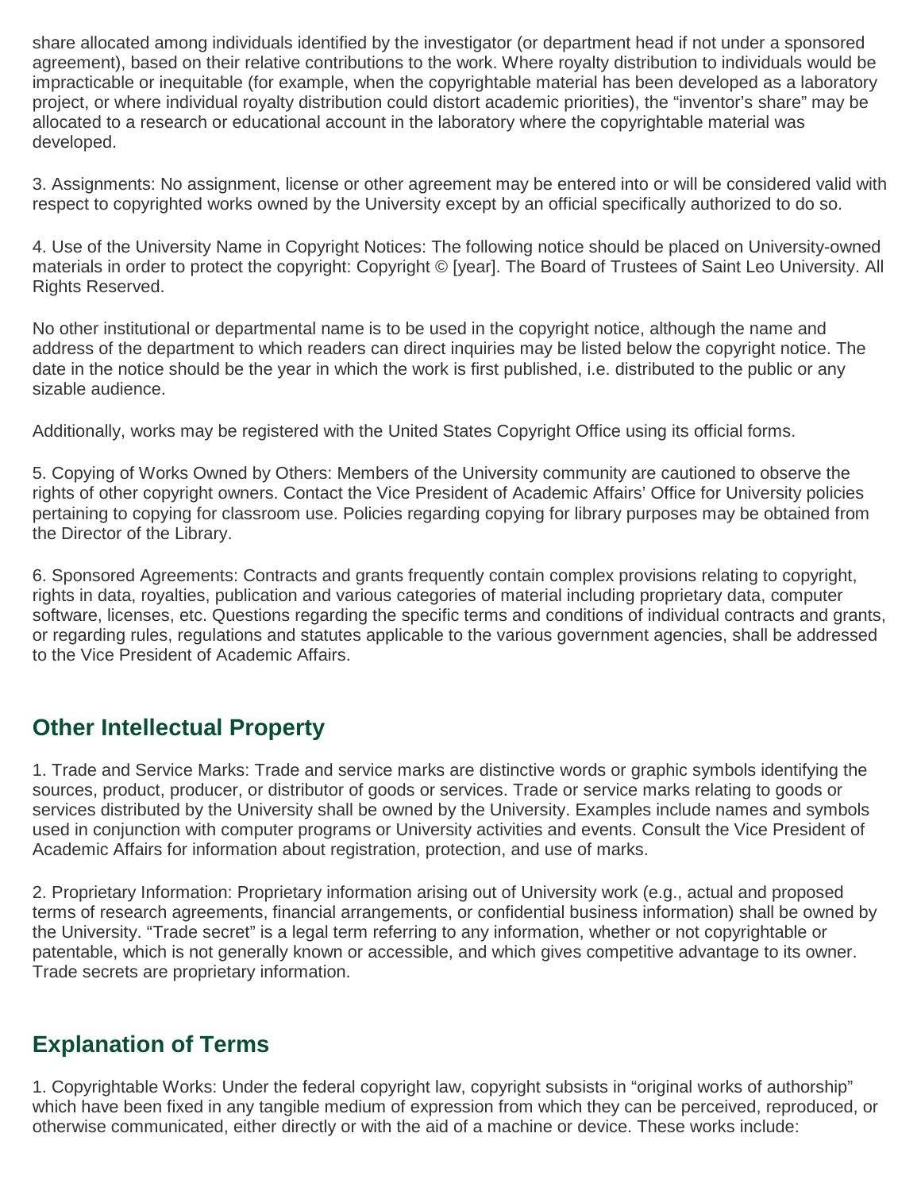share allocated among individuals identified by the investigator (or department head if not under a sponsored agreement), based on their relative contributions to the work. Where royalty distribution to individuals would be impracticable or inequitable (for example, when the copyrightable material has been developed as a laboratory project, or where individual royalty distribution could distort academic priorities), the "inventor's share" may be allocated to a research or educational account in the laboratory where the copyrightable material was developed.

3. Assignments: No assignment, license or other agreement may be entered into or will be considered valid with respect to copyrighted works owned by the University except by an official specifically authorized to do so.

4. Use of the University Name in Copyright Notices: The following notice should be placed on University-owned materials in order to protect the copyright: Copyright © [year]. The Board of Trustees of Saint Leo University. All Rights Reserved.

No other institutional or departmental name is to be used in the copyright notice, although the name and address of the department to which readers can direct inquiries may be listed below the copyright notice. The date in the notice should be the year in which the work is first published, i.e. distributed to the public or any sizable audience.

Additionally, works may be registered with the United States Copyright Office using its official forms.

5. Copying of Works Owned by Others: Members of the University community are cautioned to observe the rights of other copyright owners. Contact the Vice President of Academic Affairs' Office for University policies pertaining to copying for classroom use. Policies regarding copying for library purposes may be obtained from the Director of the Library.

6. Sponsored Agreements: Contracts and grants frequently contain complex provisions relating to copyright, rights in data, royalties, publication and various categories of material including proprietary data, computer software, licenses, etc. Questions regarding the specific terms and conditions of individual contracts and grants, or regarding rules, regulations and statutes applicable to the various government agencies, shall be addressed to the Vice President of Academic Affairs.

## Other Intellectual Property

1. Trade and Service Marks: Trade and service marks are distinctive words or graphic symbols identifying the sources, product, producer, or distributor of goods or services. Trade or service marks relating to goods or services distributed by the University shall be owned by the University. Examples include names and symbols used in conjunction with computer programs or University activities and events. Consult the Vice President of Academic Affairs for information about registration, protection, and use of marks.

2. Proprietary Information: Proprietary information arising out of University work (e.g., actual and proposed terms of research agreements, financial arrangements, or confidential business information) shall be owned by the University. "Trade secret" is a legal term referring to any information, whether or not copyrightable or patentable, which is not generally known or accessible, and which gives competitive advantage to its owner. Trade secrets are proprietary information.

## Explanation of Terms

1. Copyrightable Works: Under the federal copyright law, copyright subsists in "original works of authorship" which have been fixed in any tangible medium of expression from which they can be perceived, reproduced, or otherwise communicated, either directly or with the aid of a machine or device. These works include: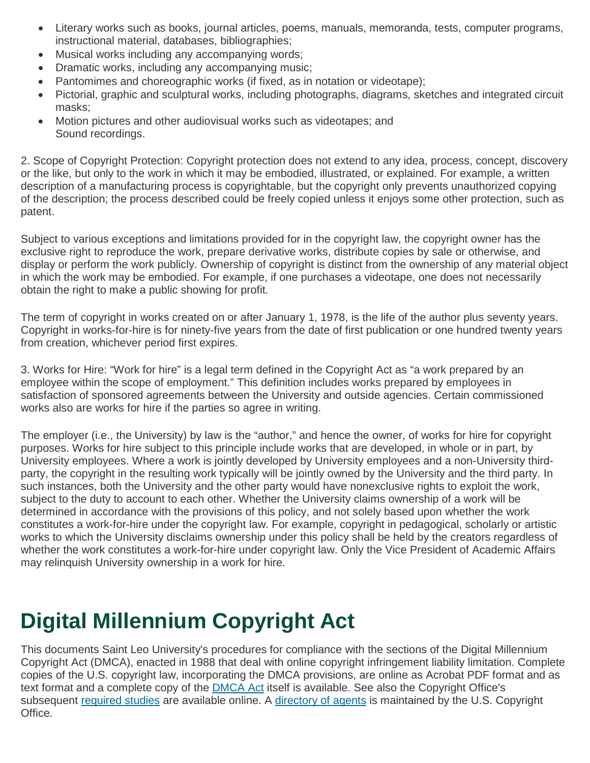- Literary works such as books, journal articles, poems, manuals, memoranda, tests, computer programs, instructional material, databases, bibliographies;
- Musical works including any accompanying words;
- Dramatic works, including any accompanying music;
- Pantomimes and choreographic works (if fixed, as in notation or videotape);
- Pictorial, graphic and sculptural works, including photographs, diagrams, sketches and integrated circuit masks;
- Motion pictures and other audiovisual works such as videotapes; and
  Sound recordings.

2. Scope of Copyright Protection: Copyright protection does not extend to any idea, process, concept, discovery or the like, but only to the work in which it may be embodied, illustrated, or explained. For example, a written description of a manufacturing process is copyrightable, but the copyright only prevents unauthorized copying of the description; the process described could be freely copied unless it enjoys some other protection, such as patent.

Subject to various exceptions and limitations provided for in the copyright law, the copyright owner has the exclusive right to reproduce the work, prepare derivative works, distribute copies by sale or otherwise, and display or perform the work publicly. Ownership of copyright is distinct from the ownership of any material object in which the work may be embodied. For example, if one purchases a videotape, one does not necessarily obtain the right to make a public showing for profit.

The term of copyright in works created on or after January 1, 1978, is the life of the author plus seventy years. Copyright in works-for-hire is for ninety-five years from the date of first publication or one hundred twenty years from creation, whichever period first expires.

3. Works for Hire: "Work for hire" is a legal term defined in the Copyright Act as "a work prepared by an employee within the scope of employment." This definition includes works prepared by employees in satisfaction of sponsored agreements between the University and outside agencies. Certain commissioned works also are works for hire if the parties so agree in writing.

The employer (i.e., the University) by law is the "author," and hence the owner, of works for hire for copyright purposes. Works for hire subject to this principle include works that are developed, in whole or in part, by University employees. Where a work is jointly developed by University employees and a non-University third-party, the copyright in the resulting work typically will be jointly owned by the University and the third party. In such instances, both the University and the other party would have nonexclusive rights to exploit the work, subject to the duty to account to each other. Whether the University claims ownership of a work will be determined in accordance with the provisions of this policy, and not solely based upon whether the work constitutes a work-for-hire under the copyright law. For example, copyright in pedagogical, scholarly or artistic works to which the University disclaims ownership under this policy shall be held by the creators regardless of whether the work constitutes a work-for-hire under copyright law. Only the Vice President of Academic Affairs may relinquish University ownership in a work for hire.

# Digital Millennium Copyright Act

This documents Saint Leo University's procedures for compliance with the sections of the Digital Millennium Copyright Act (DMCA), enacted in 1988 that deal with online copyright infringement liability limitation. Complete copies of the U.S. copyright law, incorporating the DMCA provisions, are online as Acrobat PDF format and as text format and a complete copy of the DMCA Act itself is available. See also the Copyright Office's subsequent required studies are available online. A directory of agents is maintained by the U.S. Copyright Office.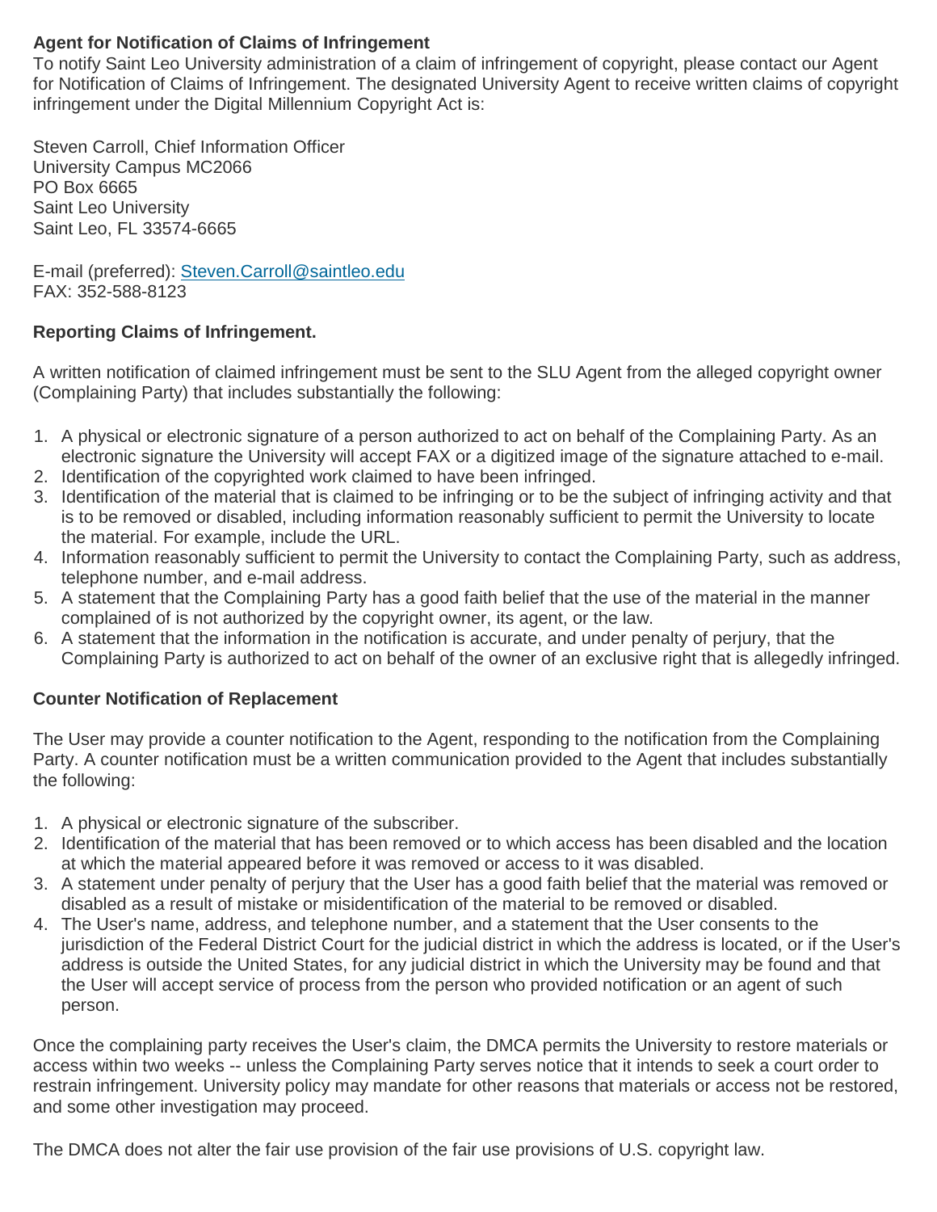**Agent for Notification of Claims of Infringement**

To notify Saint Leo University administration of a claim of infringement of copyright, please contact our Agent for Notification of Claims of Infringement. The designated University Agent to receive written claims of copyright infringement under the Digital Millennium Copyright Act is:

Steven Carroll, Chief Information Officer
University Campus MC2066
PO Box 6665
Saint Leo University
Saint Leo, FL 33574-6665

E-mail (preferred): Steven.Carroll@saintleo.edu
FAX: 352-588-8123

**Reporting Claims of Infringement.**

A written notification of claimed infringement must be sent to the SLU Agent from the alleged copyright owner (Complaining Party) that includes substantially the following:

1. A physical or electronic signature of a person authorized to act on behalf of the Complaining Party. As an electronic signature the University will accept FAX or a digitized image of the signature attached to e-mail.
2. Identification of the copyrighted work claimed to have been infringed.
3. Identification of the material that is claimed to be infringing or to be the subject of infringing activity and that is to be removed or disabled, including information reasonably sufficient to permit the University to locate the material. For example, include the URL.
4. Information reasonably sufficient to permit the University to contact the Complaining Party, such as address, telephone number, and e-mail address.
5. A statement that the Complaining Party has a good faith belief that the use of the material in the manner complained of is not authorized by the copyright owner, its agent, or the law.
6. A statement that the information in the notification is accurate, and under penalty of perjury, that the Complaining Party is authorized to act on behalf of the owner of an exclusive right that is allegedly infringed.

**Counter Notification of Replacement**

The User may provide a counter notification to the Agent, responding to the notification from the Complaining Party. A counter notification must be a written communication provided to the Agent that includes substantially the following:

1. A physical or electronic signature of the subscriber.
2. Identification of the material that has been removed or to which access has been disabled and the location at which the material appeared before it was removed or access to it was disabled.
3. A statement under penalty of perjury that the User has a good faith belief that the material was removed or disabled as a result of mistake or misidentification of the material to be removed or disabled.
4. The User's name, address, and telephone number, and a statement that the User consents to the jurisdiction of the Federal District Court for the judicial district in which the address is located, or if the User's address is outside the United States, for any judicial district in which the University may be found and that the User will accept service of process from the person who provided notification or an agent of such person.

Once the complaining party receives the User's claim, the DMCA permits the University to restore materials or access within two weeks -- unless the Complaining Party serves notice that it intends to seek a court order to restrain infringement. University policy may mandate for other reasons that materials or access not be restored, and some other investigation may proceed.

The DMCA does not alter the fair use provision of the fair use provisions of U.S. copyright law.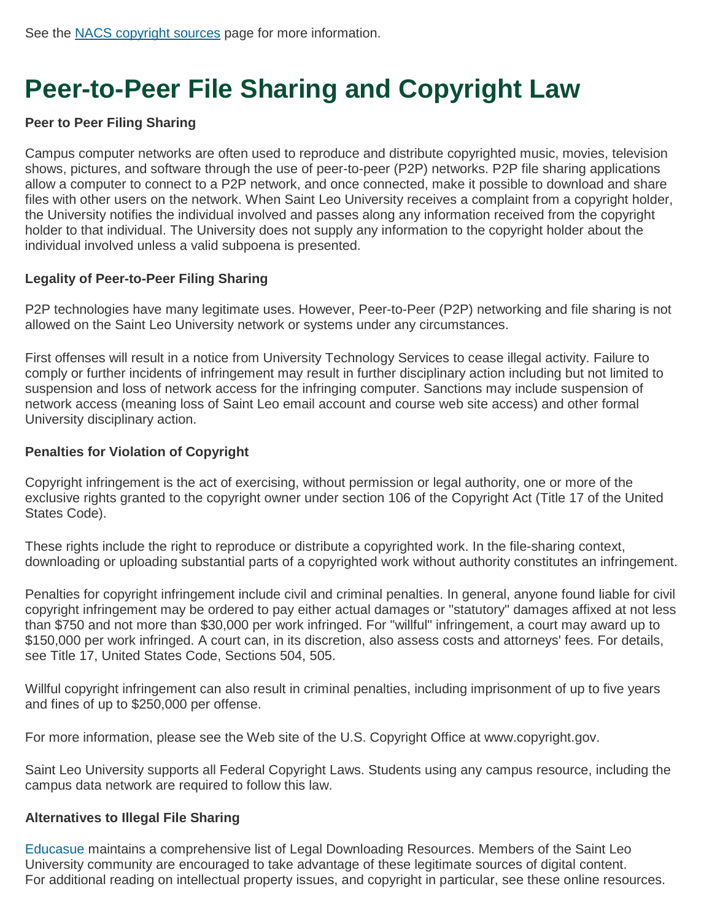See the [NACS copyright sources] page for more information.

# Peer-to-Peer File Sharing and Copyright Law

**Peer to Peer Filing Sharing**

Campus computer networks are often used to reproduce and distribute copyrighted music, movies, television shows, pictures, and software through the use of peer-to-peer (P2P) networks. P2P file sharing applications allow a computer to connect to a P2P network, and once connected, make it possible to download and share files with other users on the network. When Saint Leo University receives a complaint from a copyright holder, the University notifies the individual involved and passes along any information received from the copyright holder to that individual. The University does not supply any information to the copyright holder about the individual involved unless a valid subpoena is presented.

**Legality of Peer-to-Peer Filing Sharing**

P2P technologies have many legitimate uses. However, Peer-to-Peer (P2P) networking and file sharing is not allowed on the Saint Leo University network or systems under any circumstances.

First offenses will result in a notice from University Technology Services to cease illegal activity. Failure to comply or further incidents of infringement may result in further disciplinary action including but not limited to suspension and loss of network access for the infringing computer. Sanctions may include suspension of network access (meaning loss of Saint Leo email account and course web site access) and other formal University disciplinary action.

**Penalties for Violation of Copyright**

Copyright infringement is the act of exercising, without permission or legal authority, one or more of the exclusive rights granted to the copyright owner under section 106 of the Copyright Act (Title 17 of the United States Code).

These rights include the right to reproduce or distribute a copyrighted work. In the file-sharing context, downloading or uploading substantial parts of a copyrighted work without authority constitutes an infringement.

Penalties for copyright infringement include civil and criminal penalties. In general, anyone found liable for civil copyright infringement may be ordered to pay either actual damages or "statutory" damages affixed at not less than $750 and not more than $30,000 per work infringed. For "willful" infringement, a court may award up to $150,000 per work infringed. A court can, in its discretion, also assess costs and attorneys' fees. For details, see Title 17, United States Code, Sections 504, 505.

Willful copyright infringement can also result in criminal penalties, including imprisonment of up to five years and fines of up to $250,000 per offense.

For more information, please see the Web site of the U.S. Copyright Office at www.copyright.gov.

Saint Leo University supports all Federal Copyright Laws. Students using any campus resource, including the campus data network are required to follow this law.

**Alternatives to Illegal File Sharing**

Educasue maintains a comprehensive list of Legal Downloading Resources. Members of the Saint Leo University community are encouraged to take advantage of these legitimate sources of digital content. For additional reading on intellectual property issues, and copyright in particular, see these online resources.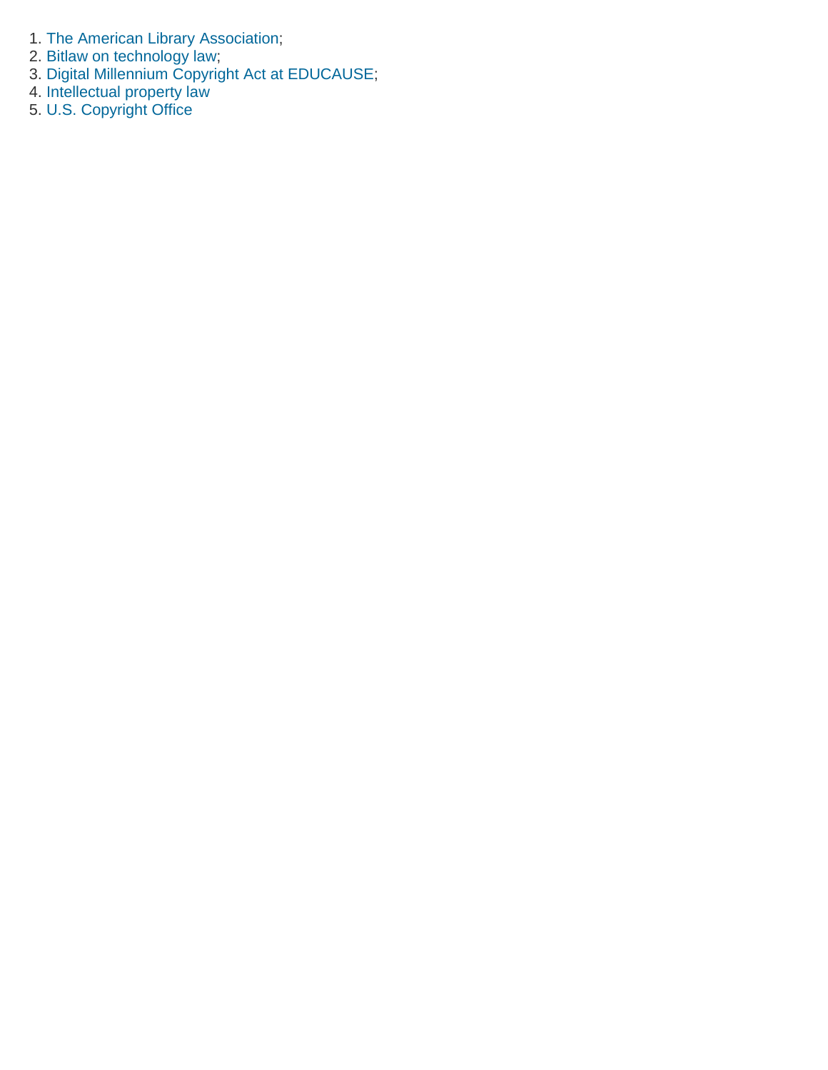1. The American Library Association;
2. Bitlaw on technology law;
3. Digital Millennium Copyright Act at EDUCAUSE;
4. Intellectual property law
5. U.S. Copyright Office